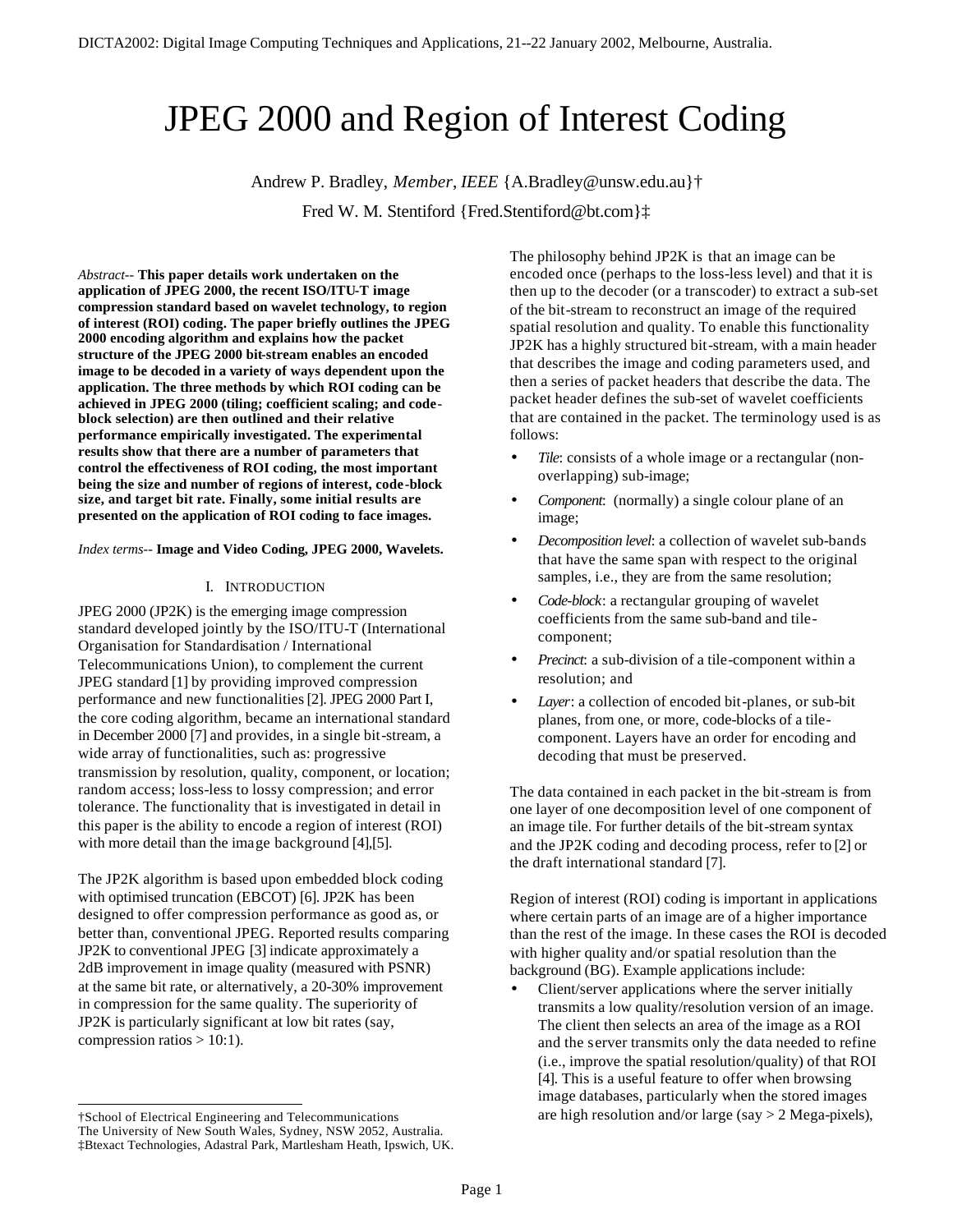# JPEG 2000 and Region of Interest Coding

Andrew P. Bradley, *Member, IEEE* {A.Bradley@unsw.edu.au}†

Fred W. M. Stentiford {Fred.Stentiford@bt.com}‡

*Abstract*-- **This paper details work undertaken on the application of JPEG 2000, the recent ISO/ITU-T image compression standard based on wavelet technology, to region of interest (ROI) coding. The paper briefly outlines the JPEG 2000 encoding algorithm and explains how the packet structure of the JPEG 2000 bit-stream enables an encoded image to be decoded in a variety of ways dependent upon the application. The three methods by which ROI coding can be achieved in JPEG 2000 (tiling; coefficient scaling; and code-block selection) are then outlined and their relative performance empirically investigated. The experimental results show that there are a number of parameters that control the effectiveness of ROI coding, the most important being the size and number of regions of interest, code-block size, and target bit rate. Finally, some initial results are presented on the application of ROI coding to face images.**

*Index terms*-- **Image and Video Coding, JPEG 2000, Wavelets.**

## I. Introduction

JPEG 2000 (JP2K) is the emerging image compression standard developed jointly by the ISO/ITU-T (International Organisation for Standardisation / International Telecommunications Union), to complement the current JPEG standard [1] by providing improved compression performance and new functionalities [2]. JPEG 2000 Part I, the core coding algorithm, became an international standard in December 2000 [7] and provides, in a single bit-stream, a wide array of functionalities, such as: progressive transmission by resolution, quality, component, or location; random access; loss-less to lossy compression; and error tolerance. The functionality that is investigated in detail in this paper is the ability to encode a region of interest (ROI) with more detail than the image background [4],[5].

The JP2K algorithm is based upon embedded block coding with optimised truncation (EBCOT) [6]. JP2K has been designed to offer compression performance as good as, or better than, conventional JPEG. Reported results comparing JP2K to conventional JPEG [3] indicate approximately a 2dB improvement in image quality (measured with PSNR) at the same bit rate, or alternatively, a 20-30% improvement in compression for the same quality. The superiority of JP2K is particularly significant at low bit rates (say, compression ratios > 10:1).

The philosophy behind JP2K is that an image can be encoded once (perhaps to the loss-less level) and that it is then up to the decoder (or a transcoder) to extract a sub-set of the bit-stream to reconstruct an image of the required spatial resolution and quality. To enable this functionality JP2K has a highly structured bit-stream, with a main header that describes the image and coding parameters used, and then a series of packet headers that describe the data. The packet header defines the sub-set of wavelet coefficients that are contained in the packet. The terminology used is as follows:

- *Tile*: consists of a whole image or a rectangular (non-overlapping) sub-image;
- *Component*: (normally) a single colour plane of an image;
- *Decomposition level*: a collection of wavelet sub-bands that have the same span with respect to the original samples, i.e., they are from the same resolution;
- *Code-block*: a rectangular grouping of wavelet coefficients from the same sub-band and tile-component;
- *Precinct*: a sub-division of a tile-component within a resolution; and
- *Layer*: a collection of encoded bit-planes, or sub-bit planes, from one, or more, code-blocks of a tile-component. Layers have an order for encoding and decoding that must be preserved.

The data contained in each packet in the bit-stream is from one layer of one decomposition level of one component of an image tile. For further details of the bit-stream syntax and the JP2K coding and decoding process, refer to [2] or the draft international standard [7].

Region of interest (ROI) coding is important in applications where certain parts of an image are of a higher importance than the rest of the image. In these cases the ROI is decoded with higher quality and/or spatial resolution than the background (BG). Example applications include:

- Client/server applications where the server initially transmits a low quality/resolution version of an image. The client then selects an area of the image as a ROI and the server transmits only the data needed to refine (i.e., improve the spatial resolution/quality) of that ROI [4]. This is a useful feature to offer when browsing image databases, particularly when the stored images are high resolution and/or large (say > 2 Mega-pixels),

---

†School of Electrical Engineering and Telecommunications
The University of New South Wales, Sydney, NSW 2052, Australia.
‡Btexact Technologies, Adastral Park, Martlesham Heath, Ipswich, UK.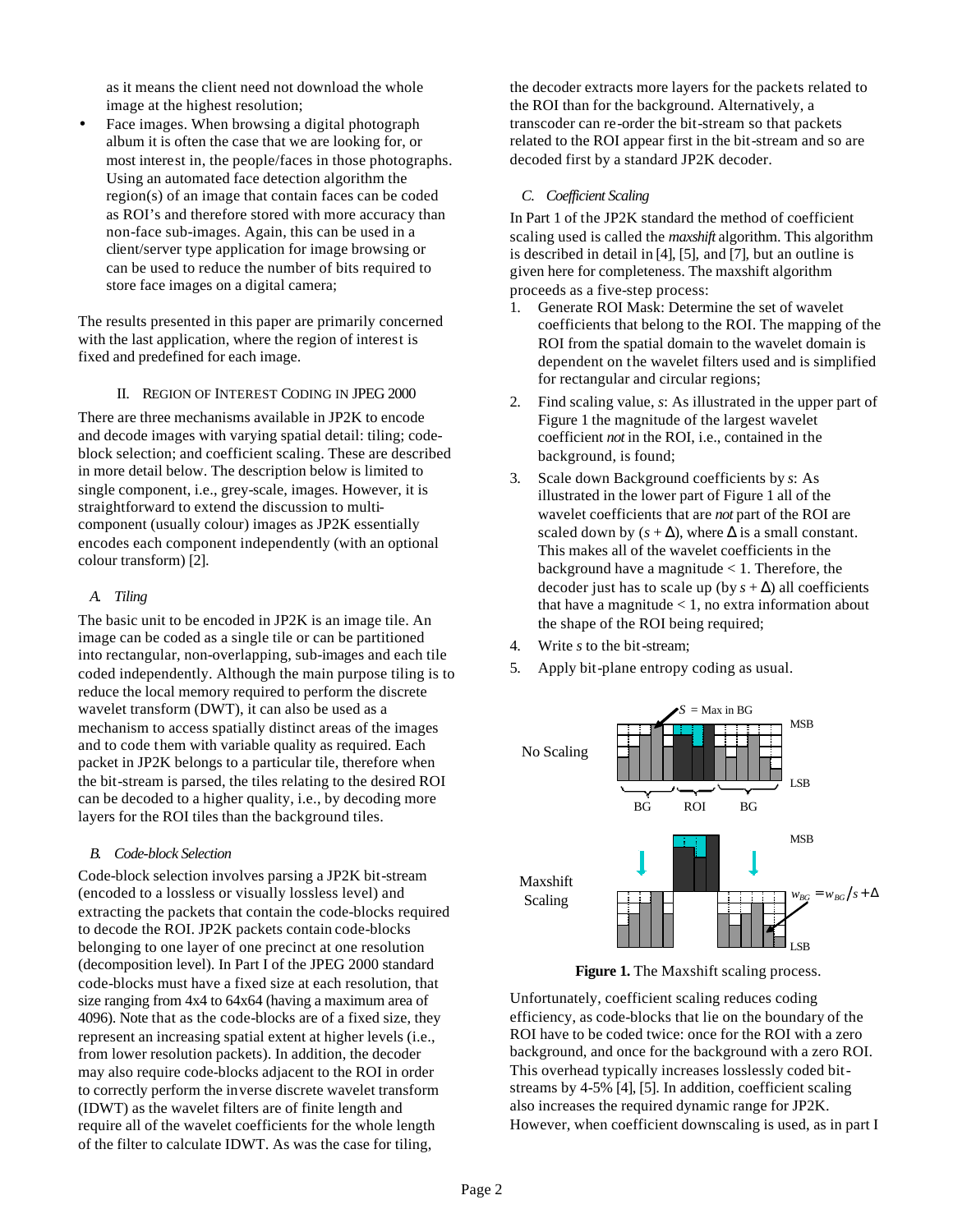as it means the client need not download the whole image at the highest resolution;

- Face images. When browsing a digital photograph album it is often the case that we are looking for, or most interest in, the people/faces in those photographs. Using an automated face detection algorithm the region(s) of an image that contain faces can be coded as ROI's and therefore stored with more accuracy than non-face sub-images. Again, this can be used in a client/server type application for image browsing or can be used to reduce the number of bits required to store face images on a digital camera;

The results presented in this paper are primarily concerned with the last application, where the region of interest is fixed and predefined for each image.

## II. Region of Interest Coding in JPEG 2000

There are three mechanisms available in JP2K to encode and decode images with varying spatial detail: tiling; code-block selection; and coefficient scaling. These are described in more detail below. The description below is limited to single component, i.e., grey-scale, images. However, it is straightforward to extend the discussion to multi-component (usually colour) images as JP2K essentially encodes each component independently (with an optional colour transform) [2].

### *A. Tiling*

The basic unit to be encoded in JP2K is an image tile. An image can be coded as a single tile or can be partitioned into rectangular, non-overlapping, sub-images and each tile coded independently. Although the main purpose tiling is to reduce the local memory required to perform the discrete wavelet transform (DWT), it can also be used as a mechanism to access spatially distinct areas of the images and to code them with variable quality as required. Each packet in JP2K belongs to a particular tile, therefore when the bit-stream is parsed, the tiles relating to the desired ROI can be decoded to a higher quality, i.e., by decoding more layers for the ROI tiles than the background tiles.

### *B. Code-block Selection*

Code-block selection involves parsing a JP2K bit-stream (encoded to a lossless or visually lossless level) and extracting the packets that contain the code-blocks required to decode the ROI. JP2K packets contain code-blocks belonging to one layer of one precinct at one resolution (decomposition level). In Part I of the JPEG 2000 standard code-blocks must have a fixed size at each resolution, that size ranging from 4x4 to 64x64 (having a maximum area of 4096). Note that as the code-blocks are of a fixed size, they represent an increasing spatial extent at higher levels (i.e., from lower resolution packets). In addition, the decoder may also require code-blocks adjacent to the ROI in order to correctly perform the inverse discrete wavelet transform (IDWT) as the wavelet filters are of finite length and require all of the wavelet coefficients for the whole length of the filter to calculate IDWT. As was the case for tiling, the decoder extracts more layers for the packets related to the ROI than for the background. Alternatively, a transcoder can re-order the bit-stream so that packets related to the ROI appear first in the bit-stream and so are decoded first by a standard JP2K decoder.

### *C. Coefficient Scaling*

In Part 1 of the JP2K standard the method of coefficient scaling used is called the *maxshift* algorithm. This algorithm is described in detail in [4], [5], and [7], but an outline is given here for completeness. The maxshift algorithm proceeds as a five-step process:

1. Generate ROI Mask: Determine the set of wavelet coefficients that belong to the ROI. The mapping of the ROI from the spatial domain to the wavelet domain is dependent on the wavelet filters used and is simplified for rectangular and circular regions;
2. Find scaling value, $s$: As illustrated in the upper part of Figure 1 the magnitude of the largest wavelet coefficient *not* in the ROI, i.e., contained in the background, is found;
3. Scale down Background coefficients by $s$: As illustrated in the lower part of Figure 1 all of the wavelet coefficients that are *not* part of the ROI are scaled down by ($s + \Delta$), where $\Delta$ is a small constant. This makes all of the wavelet coefficients in the background have a magnitude < 1. Therefore, the decoder just has to scale up (by $s + \Delta$) all coefficients that have a magnitude < 1, no extra information about the shape of the ROI being required;
4. Write $s$ to the bit-stream;
5. Apply bit-plane entropy coding as usual.

**Figure 1.** The Maxshift scaling process.

Unfortunately, coefficient scaling reduces coding efficiency, as code-blocks that lie on the boundary of the ROI have to be coded twice: once for the ROI with a zero background, and once for the background with a zero ROI. This overhead typically increases losslessly coded bit-streams by 4-5% [4], [5]. In addition, coefficient scaling also increases the required dynamic range for JP2K. However, when coefficient downscaling is used, as in part I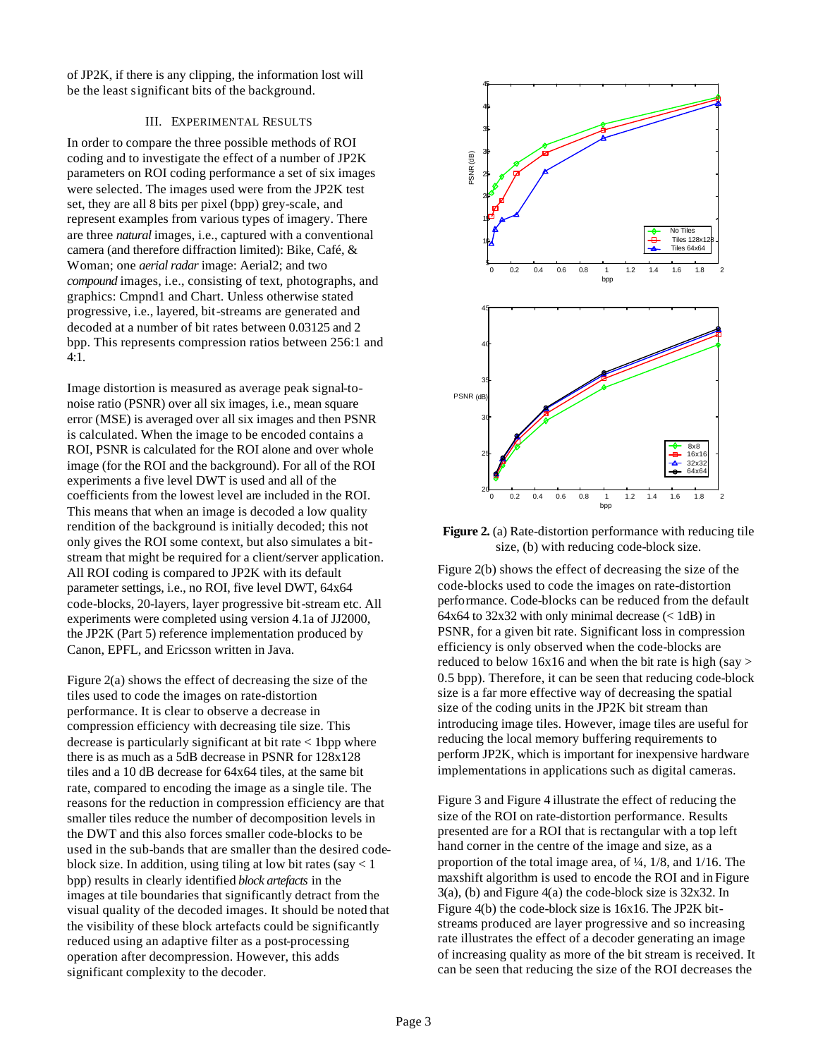of JP2K, if there is any clipping, the information lost will be the least significant bits of the background.

## III. Experimental Results

In order to compare the three possible methods of ROI coding and to investigate the effect of a number of JP2K parameters on ROI coding performance a set of six images were selected. The images used were from the JP2K test set, they are all 8 bits per pixel (bpp) grey-scale, and represent examples from various types of imagery. There are three *natural* images, i.e., captured with a conventional camera (and therefore diffraction limited): Bike, Café, & Woman; one *aerial radar* image: Aerial2; and two *compound* images, i.e., consisting of text, photographs, and graphics: Cmpnd1 and Chart. Unless otherwise stated progressive, i.e., layered, bit-streams are generated and decoded at a number of bit rates between 0.03125 and 2 bpp. This represents compression ratios between 256:1 and 4:1.

Image distortion is measured as average peak signal-to-noise ratio (PSNR) over all six images, i.e., mean square error (MSE) is averaged over all six images and then PSNR is calculated. When the image to be encoded contains a ROI, PSNR is calculated for the ROI alone and over whole image (for the ROI and the background). For all of the ROI experiments a five level DWT is used and all of the coefficients from the lowest level are included in the ROI. This means that when an image is decoded a low quality rendition of the background is initially decoded; this not only gives the ROI some context, but also simulates a bit-stream that might be required for a client/server application. All ROI coding is compared to JP2K with its default parameter settings, i.e., no ROI, five level DWT, 64x64 code-blocks, 20-layers, layer progressive bit-stream etc. All experiments were completed using version 4.1a of JJ2000, the JP2K (Part 5) reference implementation produced by Canon, EPFL, and Ericsson written in Java.

Figure 2(a) shows the effect of decreasing the size of the tiles used to code the images on rate-distortion performance. It is clear to observe a decrease in compression efficiency with decreasing tile size. This decrease is particularly significant at bit rate < 1bpp where there is as much as a 5dB decrease in PSNR for 128x128 tiles and a 10 dB decrease for 64x64 tiles, at the same bit rate, compared to encoding the image as a single tile. The reasons for the reduction in compression efficiency are that smaller tiles reduce the number of decomposition levels in the DWT and this also forces smaller code-blocks to be used in the sub-bands that are smaller than the desired code-block size. In addition, using tiling at low bit rates (say < 1 bpp) results in clearly identified *block artefacts* in the images at tile boundaries that significantly detract from the visual quality of the decoded images. It should be noted that the visibility of these block artefacts could be significantly reduced using an adaptive filter as a post-processing operation after decompression. However, this adds significant complexity to the decoder.

**Figure 2.** (a) Rate-distortion performance with reducing tile size, (b) with reducing code-block size.

Figure 2(b) shows the effect of decreasing the size of the code-blocks used to code the images on rate-distortion performance. Code-blocks can be reduced from the default 64x64 to 32x32 with only minimal decrease (< 1dB) in PSNR, for a given bit rate. Significant loss in compression efficiency is only observed when the code-blocks are reduced to below 16x16 and when the bit rate is high (say > 0.5 bpp). Therefore, it can be seen that reducing code-block size is a far more effective way of decreasing the spatial size of the coding units in the JP2K bit stream than introducing image tiles. However, image tiles are useful for reducing the local memory buffering requirements to perform JP2K, which is important for inexpensive hardware implementations in applications such as digital cameras.

Figure 3 and Figure 4 illustrate the effect of reducing the size of the ROI on rate-distortion performance. Results presented are for a ROI that is rectangular with a top left hand corner in the centre of the image and size, as a proportion of the total image area, of ¼, 1/8, and 1/16. The maxshift algorithm is used to encode the ROI and in Figure 3(a), (b) and Figure 4(a) the code-block size is 32x32. In Figure 4(b) the code-block size is 16x16. The JP2K bit-streams produced are layer progressive and so increasing rate illustrates the effect of a decoder generating an image of increasing quality as more of the bit stream is received. It can be seen that reducing the size of the ROI decreases the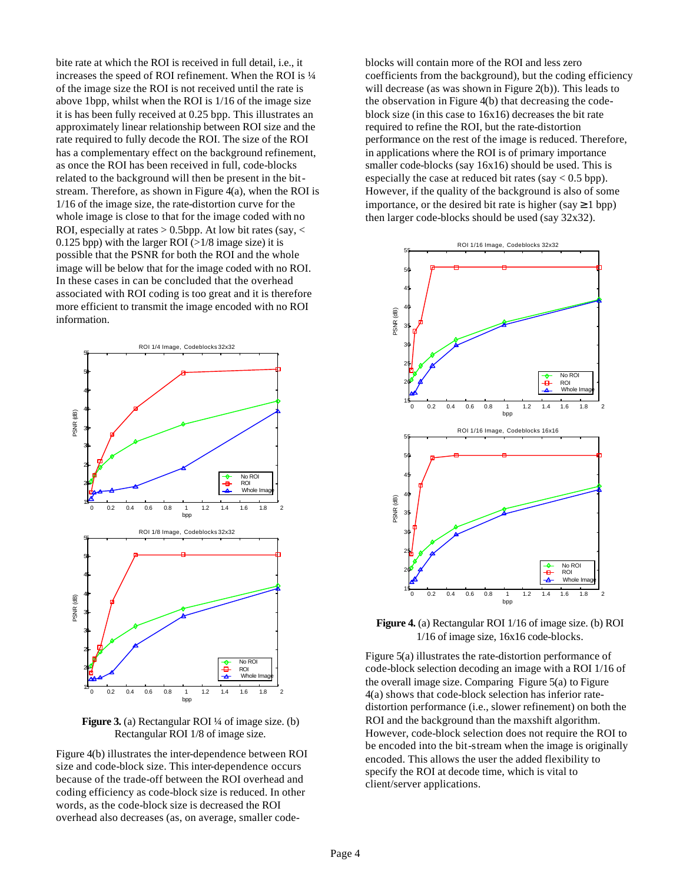bite rate at which the ROI is received in full detail, i.e., it increases the speed of ROI refinement. When the ROI is ¼ of the image size the ROI is not received until the rate is above 1bpp, whilst when the ROI is 1/16 of the image size it is has been fully received at 0.25 bpp. This illustrates an approximately linear relationship between ROI size and the rate required to fully decode the ROI. The size of the ROI has a complementary effect on the background refinement, as once the ROI has been received in full, code-blocks related to the background will then be present in the bit-stream. Therefore, as shown in Figure 4(a), when the ROI is 1/16 of the image size, the rate-distortion curve for the whole image is close to that for the image coded with no ROI, especially at rates > 0.5bpp. At low bit rates (say, < 0.125 bpp) with the larger ROI (>1/8 image size) it is possible that the PSNR for both the ROI and the whole image will be below that for the image coded with no ROI. In these cases in can be concluded that the overhead associated with ROI coding is too great and it is therefore more efficient to transmit the image encoded with no ROI information.

**Figure 3.** (a) Rectangular ROI ¼ of image size. (b) Rectangular ROI 1/8 of image size.

Figure 4(b) illustrates the inter-dependence between ROI size and code-block size. This inter-dependence occurs because of the trade-off between the ROI overhead and coding efficiency as code-block size is reduced. In other words, as the code-block size is decreased the ROI overhead also decreases (as, on average, smaller code-blocks will contain more of the ROI and less zero coefficients from the background), but the coding efficiency will decrease (as was shown in Figure 2(b)). This leads to the observation in Figure 4(b) that decreasing the code-block size (in this case to 16x16) decreases the bit rate required to refine the ROI, but the rate-distortion performance on the rest of the image is reduced. Therefore, in applications where the ROI is of primary importance smaller code-blocks (say 16x16) should be used. This is especially the case at reduced bit rates (say < 0.5 bpp). However, if the quality of the background is also of some importance, or the desired bit rate is higher (say ≥1 bpp) then larger code-blocks should be used (say 32x32).

**Figure 4.** (a) Rectangular ROI 1/16 of image size. (b) ROI 1/16 of image size, 16x16 code-blocks.

Figure 5(a) illustrates the rate-distortion performance of code-block selection decoding an image with a ROI 1/16 of the overall image size. Comparing Figure 5(a) to Figure 4(a) shows that code-block selection has inferior rate-distortion performance (i.e., slower refinement) on both the ROI and the background than the maxshift algorithm. However, code-block selection does not require the ROI to be encoded into the bit-stream when the image is originally encoded. This allows the user the added flexibility to specify the ROI at decode time, which is vital to client/server applications.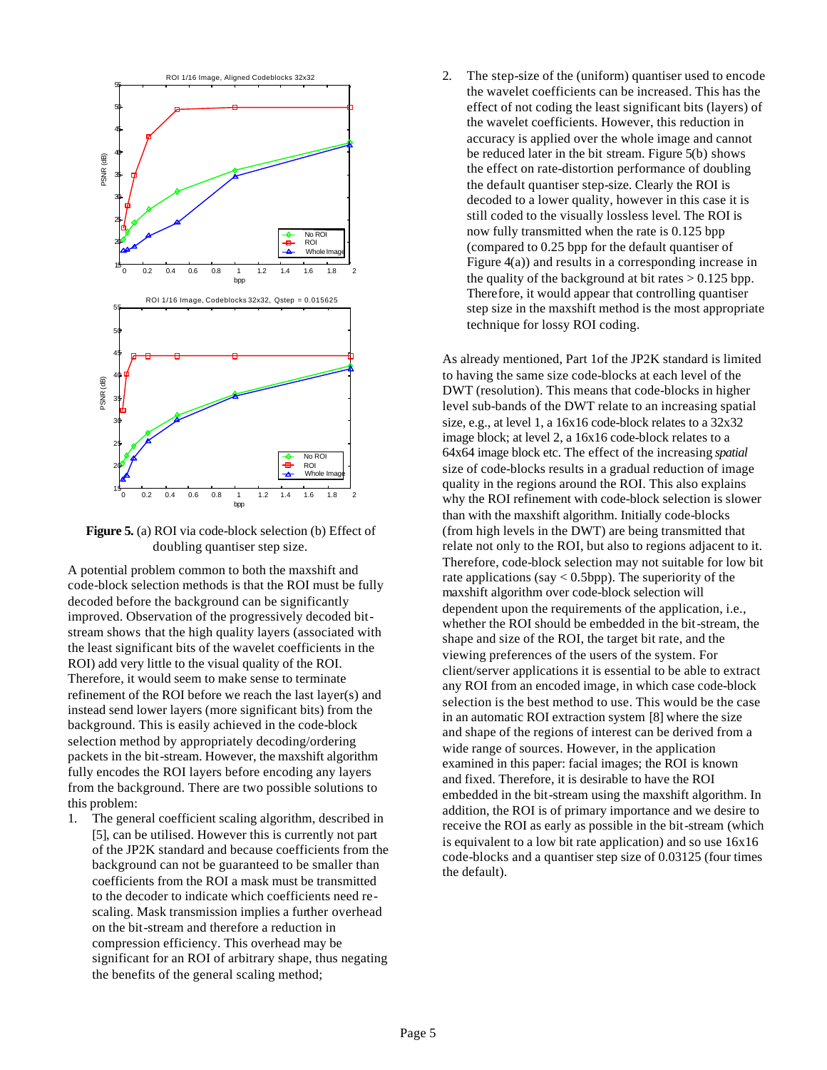**Figure 5.** (a) ROI via code-block selection (b) Effect of doubling quantiser step size.

A potential problem common to both the maxshift and code-block selection methods is that the ROI must be fully decoded before the background can be significantly improved. Observation of the progressively decoded bit-stream shows that the high quality layers (associated with the least significant bits of the wavelet coefficients in the ROI) add very little to the visual quality of the ROI. Therefore, it would seem to make sense to terminate refinement of the ROI before we reach the last layer(s) and instead send lower layers (more significant bits) from the background. This is easily achieved in the code-block selection method by appropriately decoding/ordering packets in the bit-stream. However, the maxshift algorithm fully encodes the ROI layers before encoding any layers from the background. There are two possible solutions to this problem:

1. The general coefficient scaling algorithm, described in [5], can be utilised. However this is currently not part of the JP2K standard and because coefficients from the background can not be guaranteed to be smaller than coefficients from the ROI a mask must be transmitted to the decoder to indicate which coefficients need re-scaling. Mask transmission implies a further overhead on the bit-stream and therefore a reduction in compression efficiency. This overhead may be significant for an ROI of arbitrary shape, thus negating the benefits of the general scaling method;
2. The step-size of the (uniform) quantiser used to encode the wavelet coefficients can be increased. This has the effect of not coding the least significant bits (layers) of the wavelet coefficients. However, this reduction in accuracy is applied over the whole image and cannot be reduced later in the bit stream. Figure 5(b) shows the effect on rate-distortion performance of doubling the default quantiser step-size. Clearly the ROI is decoded to a lower quality, however in this case it is still coded to the visually lossless level. The ROI is now fully transmitted when the rate is 0.125 bpp (compared to 0.25 bpp for the default quantiser of Figure 4(a)) and results in a corresponding increase in the quality of the background at bit rates > 0.125 bpp. Therefore, it would appear that controlling quantiser step size in the maxshift method is the most appropriate technique for lossy ROI coding.

As already mentioned, Part 1of the JP2K standard is limited to having the same size code-blocks at each level of the DWT (resolution). This means that code-blocks in higher level sub-bands of the DWT relate to an increasing spatial size, e.g., at level 1, a 16x16 code-block relates to a 32x32 image block; at level 2, a 16x16 code-block relates to a 64x64 image block etc. The effect of the increasing *spatial* size of code-blocks results in a gradual reduction of image quality in the regions around the ROI. This also explains why the ROI refinement with code-block selection is slower than with the maxshift algorithm. Initially code-blocks (from high levels in the DWT) are being transmitted that relate not only to the ROI, but also to regions adjacent to it. Therefore, code-block selection may not suitable for low bit rate applications (say < 0.5bpp). The superiority of the maxshift algorithm over code-block selection will dependent upon the requirements of the application, i.e., whether the ROI should be embedded in the bit-stream, the shape and size of the ROI, the target bit rate, and the viewing preferences of the users of the system. For client/server applications it is essential to be able to extract any ROI from an encoded image, in which case code-block selection is the best method to use. This would be the case in an automatic ROI extraction system [8] where the size and shape of the regions of interest can be derived from a wide range of sources. However, in the application examined in this paper: facial images; the ROI is known and fixed. Therefore, it is desirable to have the ROI embedded in the bit-stream using the maxshift algorithm. In addition, the ROI is of primary importance and we desire to receive the ROI as early as possible in the bit-stream (which is equivalent to a low bit rate application) and so use 16x16 code-blocks and a quantiser step size of 0.03125 (four times the default).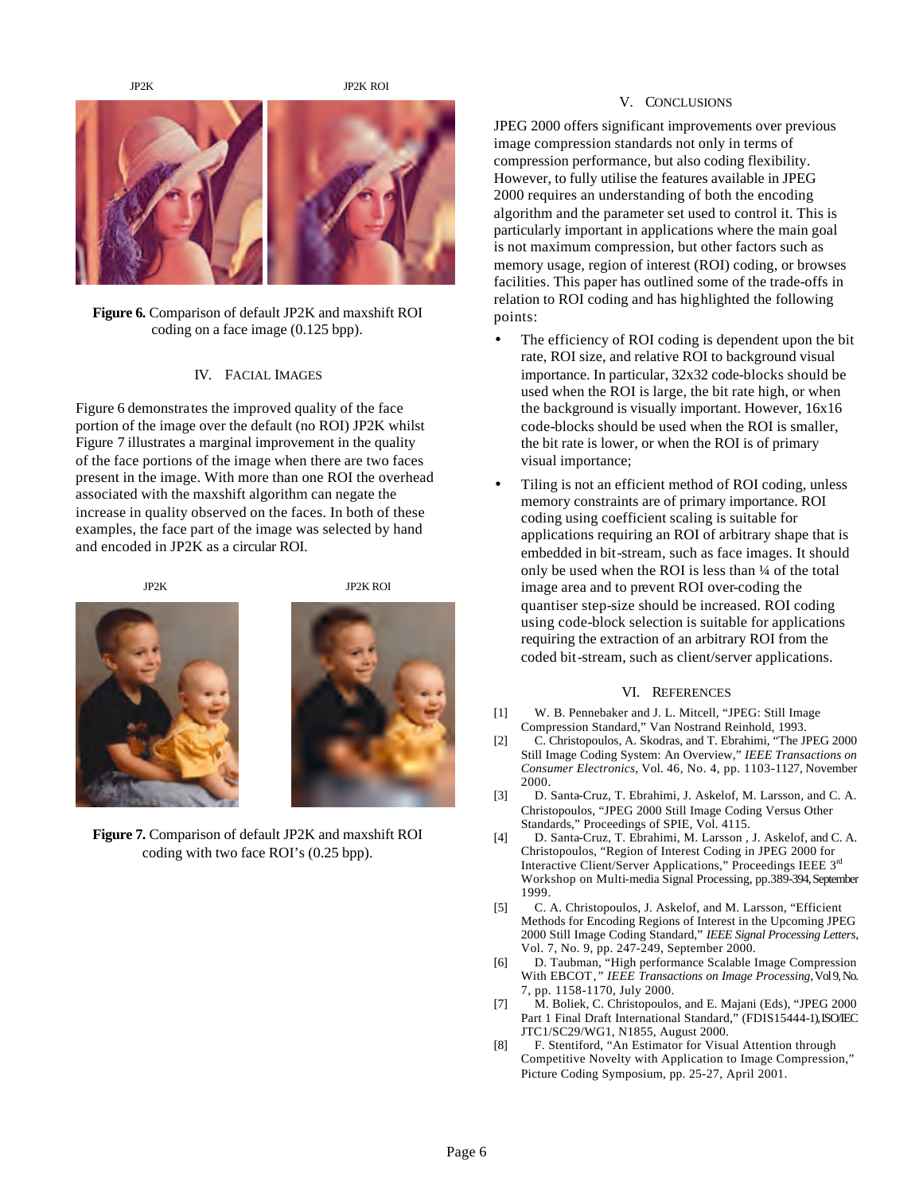JP2K

JP2K ROI

**Figure 6.** Comparison of default JP2K and maxshift ROI coding on a face image (0.125 bpp).

## IV. FACIAL IMAGES

Figure 6 demonstrates the improved quality of the face portion of the image over the default (no ROI) JP2K whilst Figure 7 illustrates a marginal improvement in the quality of the face portions of the image when there are two faces present in the image. With more than one ROI the overhead associated with the maxshift algorithm can negate the increase in quality observed on the faces. In both of these examples, the face part of the image was selected by hand and encoded in JP2K as a circular ROI.

JP2K

JP2K ROI

**Figure 7.** Comparison of default JP2K and maxshift ROI coding with two face ROI's (0.25 bpp).

## V. CONCLUSIONS

JPEG 2000 offers significant improvements over previous image compression standards not only in terms of compression performance, but also coding flexibility. However, to fully utilise the features available in JPEG 2000 requires an understanding of both the encoding algorithm and the parameter set used to control it. This is particularly important in applications where the main goal is not maximum compression, but other factors such as memory usage, region of interest (ROI) coding, or browses facilities. This paper has outlined some of the trade-offs in relation to ROI coding and has highlighted the following points:

- The efficiency of ROI coding is dependent upon the bit rate, ROI size, and relative ROI to background visual importance. In particular, 32x32 code-blocks should be used when the ROI is large, the bit rate high, or when the background is visually important. However, 16x16 code-blocks should be used when the ROI is smaller, the bit rate is lower, or when the ROI is of primary visual importance;
- Tiling is not an efficient method of ROI coding, unless memory constraints are of primary importance. ROI coding using coefficient scaling is suitable for applications requiring an ROI of arbitrary shape that is embedded in bit-stream, such as face images. It should only be used when the ROI is less than ¼ of the total image area and to prevent ROI over-coding the quantiser step-size should be increased. ROI coding using code-block selection is suitable for applications requiring the extraction of an arbitrary ROI from the coded bit-stream, such as client/server applications.

## VI. REFERENCES

[1] W. B. Pennebaker and J. L. Mitcell, "JPEG: Still Image Compression Standard," Van Nostrand Reinhold, 1993.

[2] C. Christopoulos, A. Skodras, and T. Ebrahimi, "The JPEG 2000 Still Image Coding System: An Overview," *IEEE Transactions on Consumer Electronics*, Vol. 46, No. 4, pp. 1103-1127, November 2000.

[3] D. Santa-Cruz, T. Ebrahimi, J. Askelof, M. Larsson, and C. A. Christopoulos, "JPEG 2000 Still Image Coding Versus Other Standards," Proceedings of SPIE, Vol. 4115.

[4] D. Santa-Cruz, T. Ebrahimi, M. Larsson , J. Askelof, and C. A. Christopoulos, "Region of Interest Coding in JPEG 2000 for Interactive Client/Server Applications," Proceedings IEEE 3rd Workshop on Multi-media Signal Processing, pp.389-394, September 1999.

[5] C. A. Christopoulos, J. Askelof, and M. Larsson, "Efficient Methods for Encoding Regions of Interest in the Upcoming JPEG 2000 Still Image Coding Standard," *IEEE Signal Processing Letters*, Vol. 7, No. 9, pp. 247-249, September 2000.

[6] D. Taubman, "High performance Scalable Image Compression With EBCOT," *IEEE Transactions on Image Processing*, Vol 9, No. 7, pp. 1158-1170, July 2000.

[7] M. Boliek, C. Christopoulos, and E. Majani (Eds), "JPEG 2000 Part 1 Final Draft International Standard," (FDIS15444-1), ISO/IEC JTC1/SC29/WG1, N1855, August 2000.

[8] F. Stentiford, "An Estimator for Visual Attention through Competitive Novelty with Application to Image Compression," Picture Coding Symposium, pp. 25-27, April 2001.